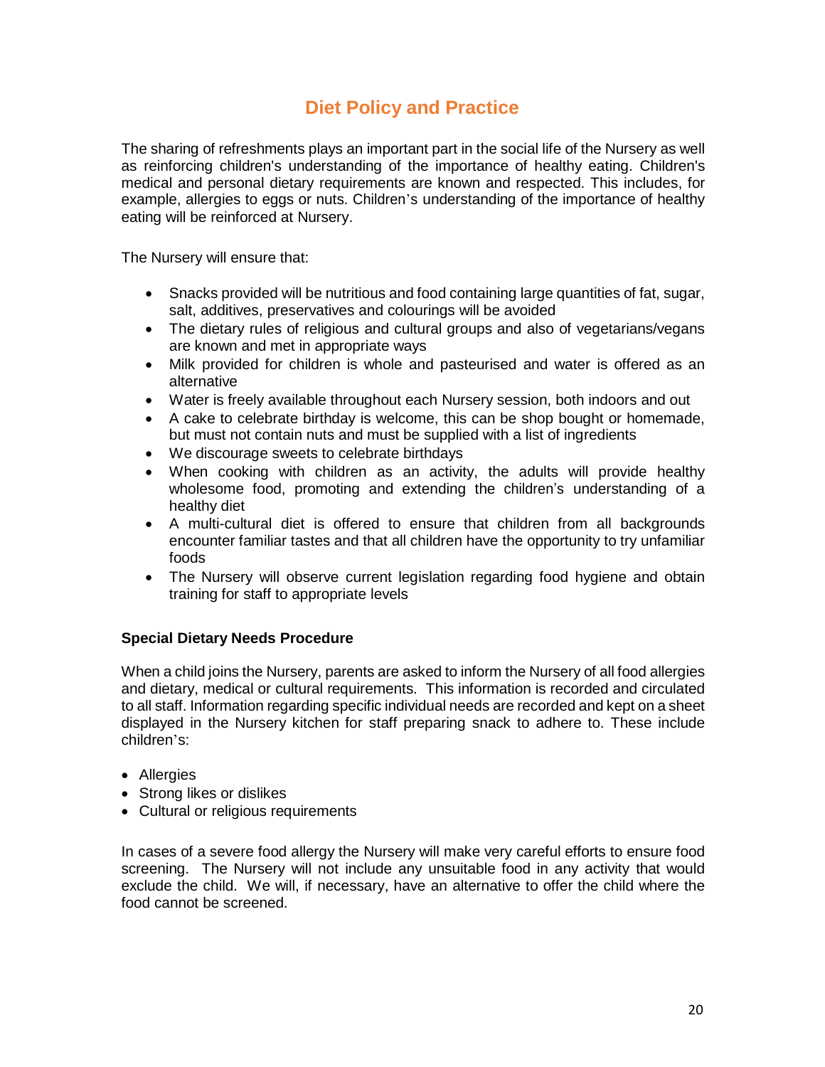# Diet Policy and Practice

The sharing of refreshments plays an important part in the social life of the Nursery as well as reinforcing children's understanding of the importance of healthy eating. Children's medical and personal dietary requirements are known and respected. This includes, for example, allergies to eggs or nuts. Children's understanding of the importance of healthy eating will be reinforced at Nursery.

The Nursery will ensure that:

- Snacks provided will be nutritious and food containing large quantities of fat, sugar, salt, additives, preservatives and colourings will be avoided
- The dietary rules of religious and cultural groups and also of vegetarians/vegans are known and met in appropriate ways
- Milk provided for children is whole and pasteurised and water is offered as an alternative
- Water is freely available throughout each Nursery session, both indoors and out
- A cake to celebrate birthday is welcome, this can be shop bought or homemade, but must not contain nuts and must be supplied with a list of ingredients
- We discourage sweets to celebrate birthdays
- When cooking with children as an activity, the adults will provide healthy wholesome food, promoting and extending the children's understanding of a healthy diet
- A multi-cultural diet is offered to ensure that children from all backgrounds encounter familiar tastes and that all children have the opportunity to try unfamiliar foods
- The Nursery will observe current legislation regarding food hygiene and obtain training for staff to appropriate levels

**Special Dietary Needs Procedure**

When a child joins the Nursery, parents are asked to inform the Nursery of all food allergies and dietary, medical or cultural requirements. This information is recorded and circulated to all staff. Information regarding specific individual needs are recorded and kept on a sheet displayed in the Nursery kitchen for staff preparing snack to adhere to. These include children's:

- Allergies
- Strong likes or dislikes
- Cultural or religious requirements

In cases of a severe food allergy the Nursery will make very careful efforts to ensure food screening. The Nursery will not include any unsuitable food in any activity that would exclude the child. We will, if necessary, have an alternative to offer the child where the food cannot be screened.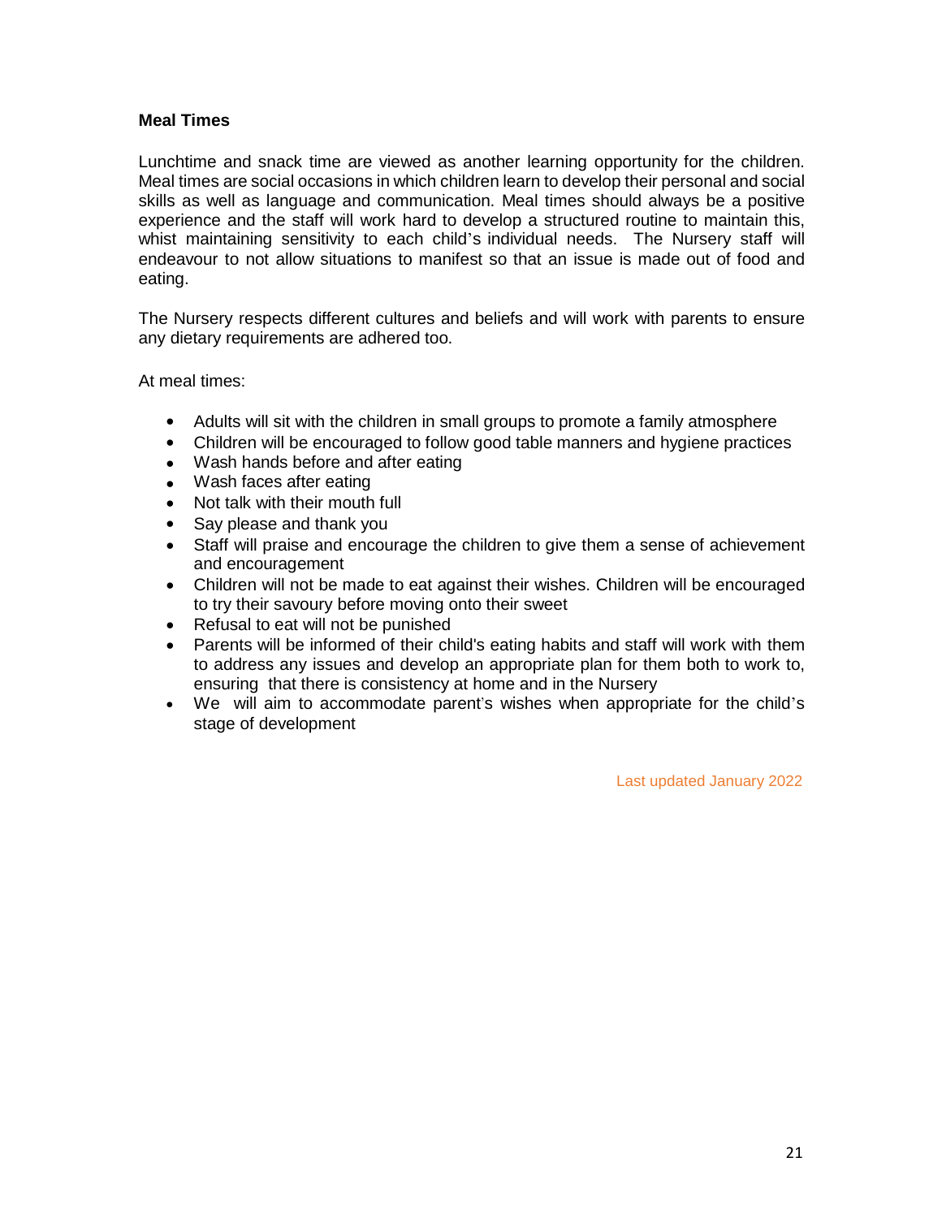**Meal Times**

Lunchtime and snack time are viewed as another learning opportunity for the children. Meal times are social occasions in which children learn to develop their personal and social skills as well as language and communication. Meal times should always be a positive experience and the staff will work hard to develop a structured routine to maintain this, whist maintaining sensitivity to each child's individual needs. The Nursery staff will endeavour to not allow situations to manifest so that an issue is made out of food and eating.

The Nursery respects different cultures and beliefs and will work with parents to ensure any dietary requirements are adhered too.

At meal times:

- Adults will sit with the children in small groups to promote a family atmosphere
- Children will be encouraged to follow good table manners and hygiene practices
- Wash hands before and after eating
- Wash faces after eating
- Not talk with their mouth full
- Say please and thank you
- Staff will praise and encourage the children to give them a sense of achievement and encouragement
- Children will not be made to eat against their wishes. Children will be encouraged to try their savoury before moving onto their sweet
- Refusal to eat will not be punished
- Parents will be informed of their child's eating habits and staff will work with them to address any issues and develop an appropriate plan for them both to work to, ensuring that there is consistency at home and in the Nursery
- We will aim to accommodate parent's wishes when appropriate for the child's stage of development

Last updated January 2022